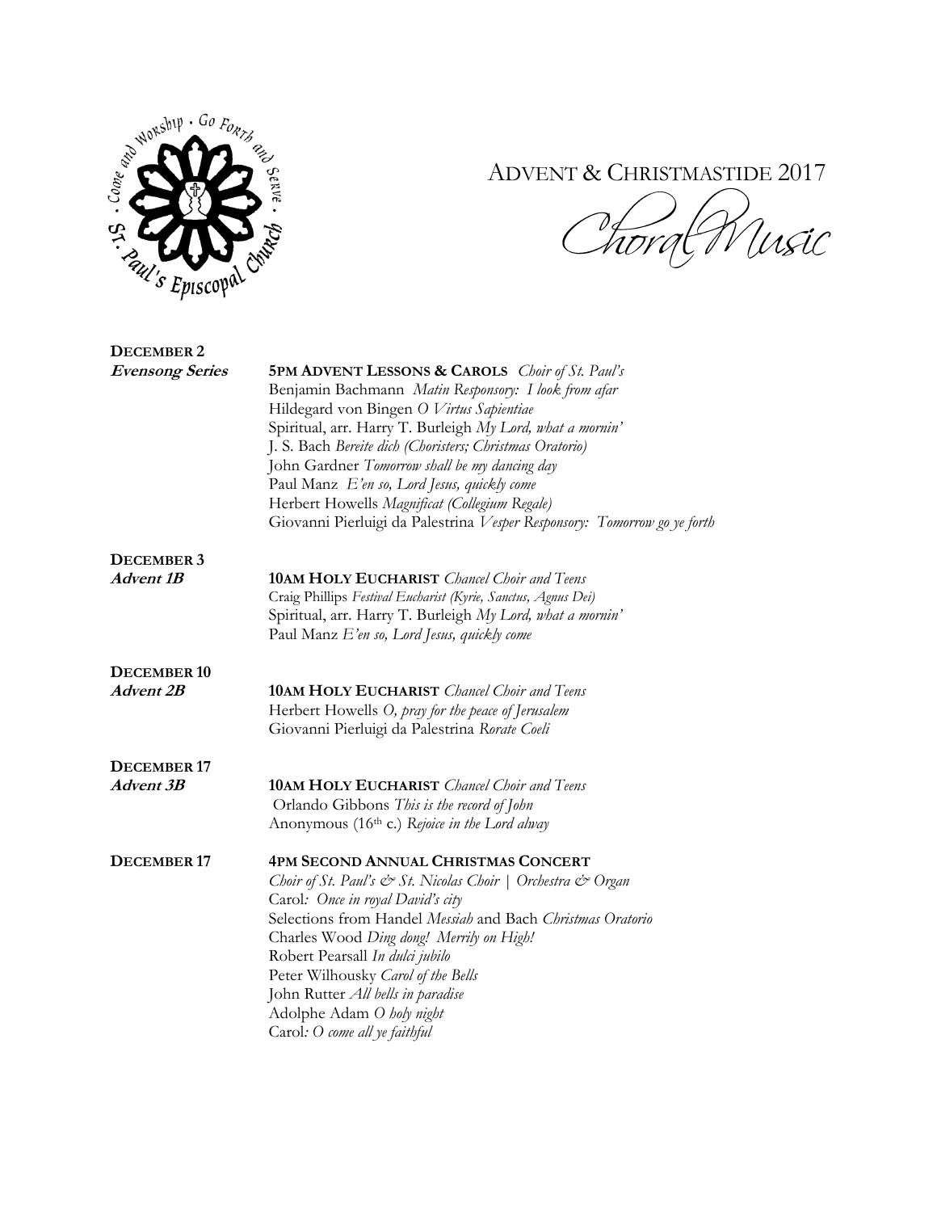# ADVENT & CHRISTMASTIDE 2017

## Choral Music

**DECEMBER 2**
***Evensong Series***

**5PM ADVENT LESSONS & CAROLS** *Choir of St. Paul's*
Benjamin Bachmann *Matin Responsory: I look from afar*
Hildegard von Bingen *O Virtus Sapientiae*
Spiritual, arr. Harry T. Burleigh *My Lord, what a mornin'*
J. S. Bach *Bereite dich (Choristers; Christmas Oratorio)*
John Gardner *Tomorrow shall be my dancing day*
Paul Manz *E'en so, Lord Jesus, quickly come*
Herbert Howells *Magnificat (Collegium Regale)*
Giovanni Pierluigi da Palestrina *Vesper Responsory: Tomorrow go ye forth*

**DECEMBER 3**
***Advent 1B***

**10AM HOLY EUCHARIST** *Chancel Choir and Teens*
Craig Phillips *Festival Eucharist (Kyrie, Sanctus, Agnus Dei)*
Spiritual, arr. Harry T. Burleigh *My Lord, what a mornin'*
Paul Manz *E'en so, Lord Jesus, quickly come*

**DECEMBER 10**
***Advent 2B***

**10AM HOLY EUCHARIST** *Chancel Choir and Teens*
Herbert Howells *O, pray for the peace of Jerusalem*
Giovanni Pierluigi da Palestrina *Rorate Coeli*

**DECEMBER 17**
***Advent 3B***

**10AM HOLY EUCHARIST** *Chancel Choir and Teens*
Orlando Gibbons *This is the record of John*
Anonymous (16th c.) *Rejoice in the Lord alway*

**DECEMBER 17**

**4PM SECOND ANNUAL CHRISTMAS CONCERT**
*Choir of St. Paul's & St. Nicolas Choir | Orchestra & Organ*
Carol*: Once in royal David's city*
Selections from Handel *Messiah* and Bach *Christmas Oratorio*
Charles Wood *Ding dong! Merrily on High!*
Robert Pearsall *In dulci jubilo*
Peter Wilhousky *Carol of the Bells*
John Rutter *All bells in paradise*
Adolphe Adam *O holy night*
Carol*: O come all ye faithful*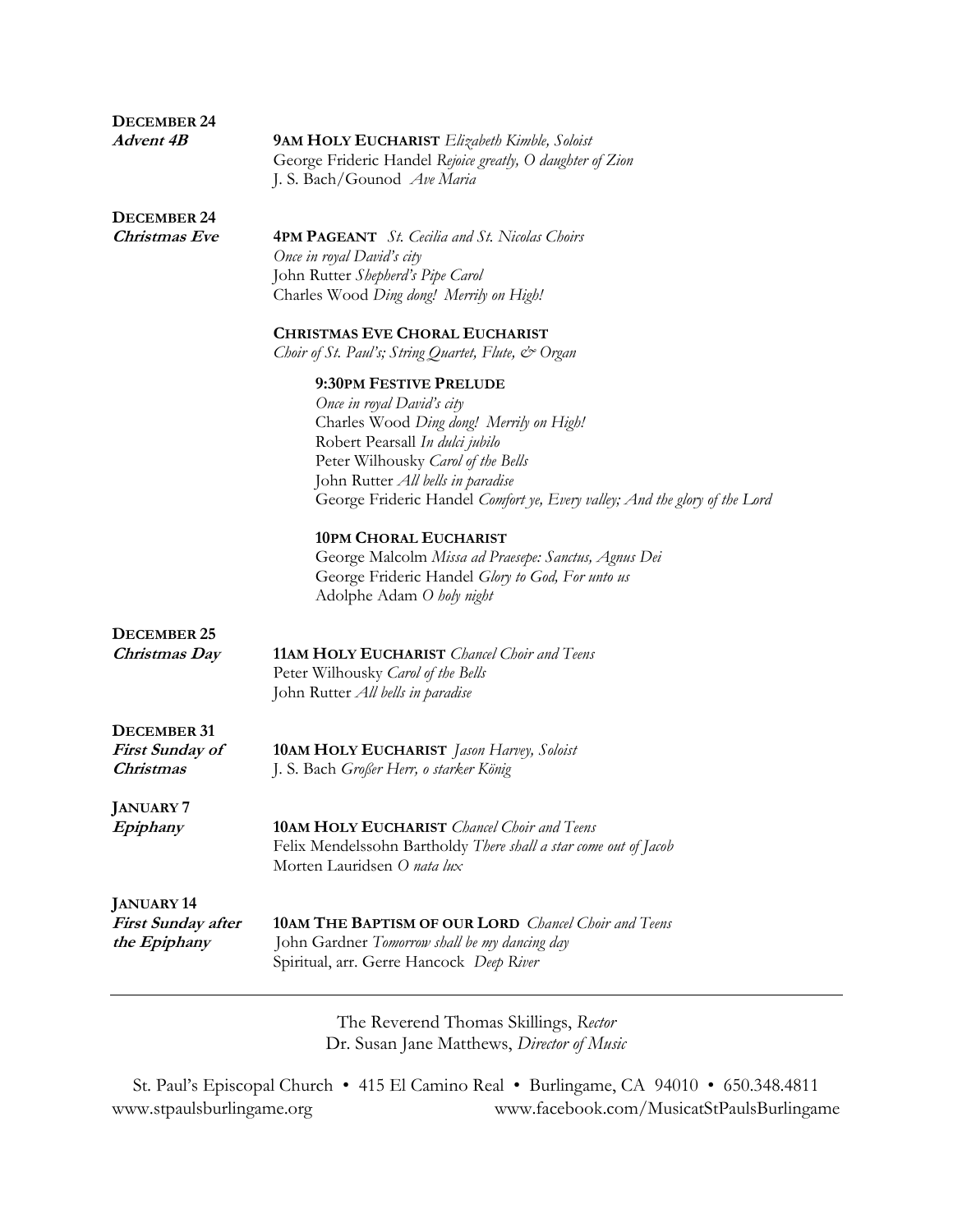**DECEMBER 24**
***Advent 4B***

**9AM HOLY EUCHARIST** *Elizabeth Kimble, Soloist*
George Frideric Handel *Rejoice greatly, O daughter of Zion*
J. S. Bach/Gounod *Ave Maria*

**DECEMBER 24**
***Christmas Eve***

**4PM PAGEANT** *St. Cecilia and St. Nicolas Choirs*
*Once in royal David's city*
John Rutter *Shepherd's Pipe Carol*
Charles Wood *Ding dong! Merrily on High!*

**CHRISTMAS EVE CHORAL EUCHARIST**
*Choir of St. Paul's; String Quartet, Flute, & Organ*

**9:30PM FESTIVE PRELUDE**
*Once in royal David's city*
Charles Wood *Ding dong! Merrily on High!*
Robert Pearsall *In dulci jubilo*
Peter Wilhousky *Carol of the Bells*
John Rutter *All bells in paradise*
George Frideric Handel *Comfort ye, Every valley; And the glory of the Lord*

**10PM CHORAL EUCHARIST**
George Malcolm *Missa ad Praesepe: Sanctus, Agnus Dei*
George Frideric Handel *Glory to God, For unto us*
Adolphe Adam *O holy night*

**DECEMBER 25**
***Christmas Day***

**11AM HOLY EUCHARIST** *Chancel Choir and Teens*
Peter Wilhousky *Carol of the Bells*
John Rutter *All bells in paradise*

**DECEMBER 31**
***First Sunday of Christmas***

**10AM HOLY EUCHARIST** *Jason Harvey, Soloist*
J. S. Bach *Großer Herr, o starker König*

**JANUARY 7**
***Epiphany***

**10AM HOLY EUCHARIST** *Chancel Choir and Teens*
Felix Mendelssohn Bartholdy *There shall a star come out of Jacob*
Morten Lauridsen *O nata lux*

**JANUARY 14**
***First Sunday after the Epiphany***

**10AM THE BAPTISM OF OUR LORD** *Chancel Choir and Teens*
John Gardner *Tomorrow shall be my dancing day*
Spiritual, arr. Gerre Hancock *Deep River*

---

The Reverend Thomas Skillings, *Rector*
Dr. Susan Jane Matthews, *Director of Music*

St. Paul's Episcopal Church • 415 El Camino Real • Burlingame, CA 94010 • 650.348.4811
www.stpaulsburlingame.org www.facebook.com/MusicatStPaulsBurlingame